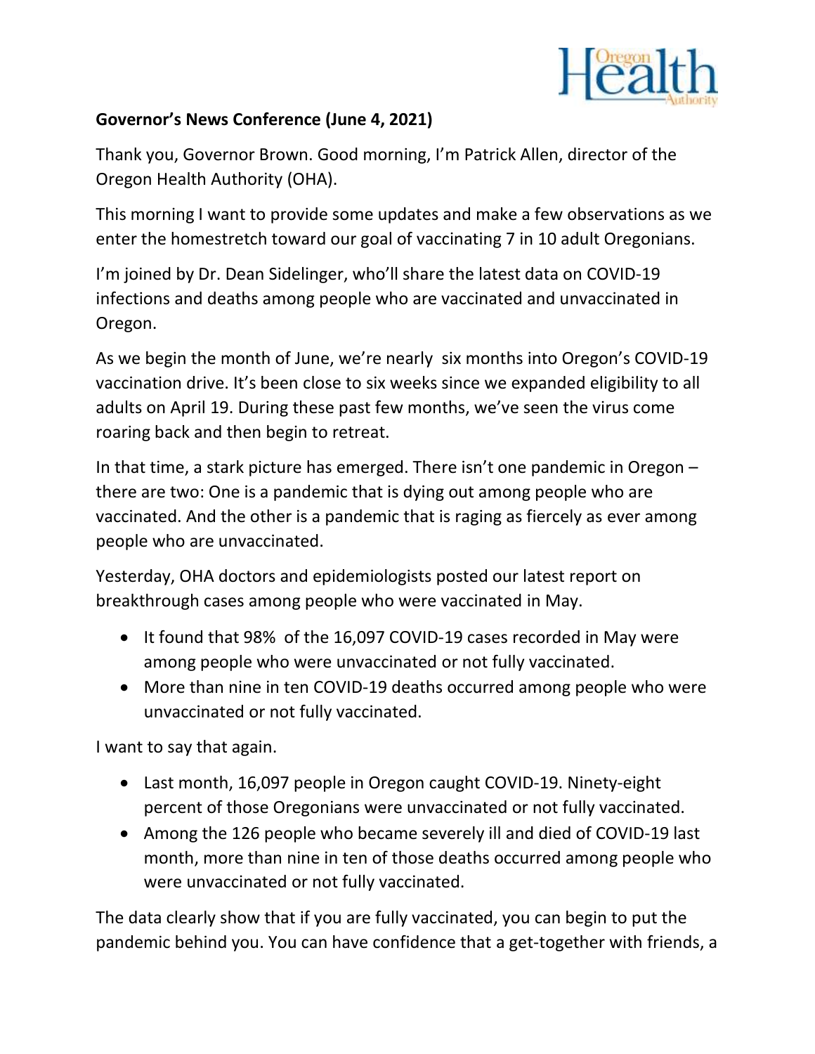**Governor's News Conference (June 4, 2021)**

Thank you, Governor Brown. Good morning, I'm Patrick Allen, director of the Oregon Health Authority (OHA).

This morning I want to provide some updates and make a few observations as we enter the homestretch toward our goal of vaccinating 7 in 10 adult Oregonians.

I'm joined by Dr. Dean Sidelinger, who'll share the latest data on COVID-19 infections and deaths among people who are vaccinated and unvaccinated in Oregon.

As we begin the month of June, we're nearly six months into Oregon's COVID-19 vaccination drive. It's been close to six weeks since we expanded eligibility to all adults on April 19. During these past few months, we've seen the virus come roaring back and then begin to retreat.

In that time, a stark picture has emerged. There isn't one pandemic in Oregon – there are two: One is a pandemic that is dying out among people who are vaccinated. And the other is a pandemic that is raging as fiercely as ever among people who are unvaccinated.

Yesterday, OHA doctors and epidemiologists posted our latest report on breakthrough cases among people who were vaccinated in May.

- It found that 98% of the 16,097 COVID-19 cases recorded in May were among people who were unvaccinated or not fully vaccinated.
- More than nine in ten COVID-19 deaths occurred among people who were unvaccinated or not fully vaccinated.

I want to say that again.

- Last month, 16,097 people in Oregon caught COVID-19. Ninety-eight percent of those Oregonians were unvaccinated or not fully vaccinated.
- Among the 126 people who became severely ill and died of COVID-19 last month, more than nine in ten of those deaths occurred among people who were unvaccinated or not fully vaccinated.

The data clearly show that if you are fully vaccinated, you can begin to put the pandemic behind you. You can have confidence that a get-together with friends, a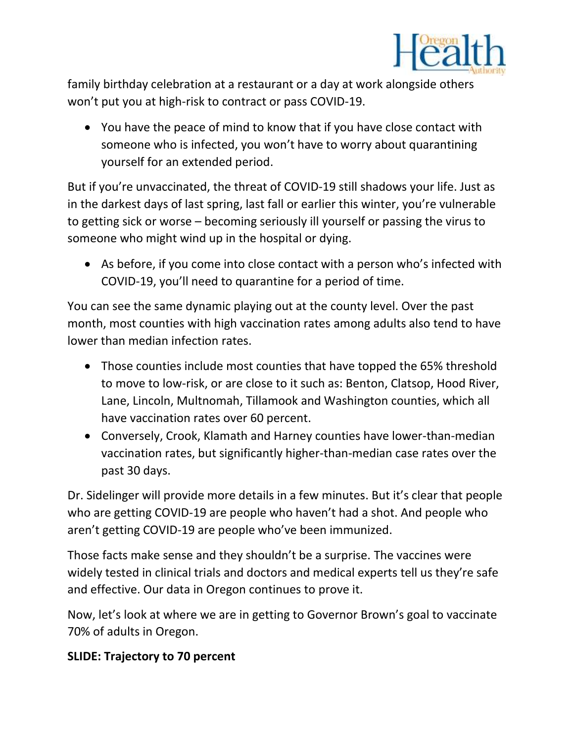family birthday celebration at a restaurant or a day at work alongside others won't put you at high-risk to contract or pass COVID-19.

- You have the peace of mind to know that if you have close contact with someone who is infected, you won't have to worry about quarantining yourself for an extended period.

But if you're unvaccinated, the threat of COVID-19 still shadows your life. Just as in the darkest days of last spring, last fall or earlier this winter, you're vulnerable to getting sick or worse – becoming seriously ill yourself or passing the virus to someone who might wind up in the hospital or dying.

- As before, if you come into close contact with a person who's infected with COVID-19, you'll need to quarantine for a period of time.

You can see the same dynamic playing out at the county level. Over the past month, most counties with high vaccination rates among adults also tend to have lower than median infection rates.

- Those counties include most counties that have topped the 65% threshold to move to low-risk, or are close to it such as: Benton, Clatsop, Hood River, Lane, Lincoln, Multnomah, Tillamook and Washington counties, which all have vaccination rates over 60 percent.
- Conversely, Crook, Klamath and Harney counties have lower-than-median vaccination rates, but significantly higher-than-median case rates over the past 30 days.

Dr. Sidelinger will provide more details in a few minutes. But it's clear that people who are getting COVID-19 are people who haven't had a shot. And people who aren't getting COVID-19 are people who've been immunized.

Those facts make sense and they shouldn't be a surprise. The vaccines were widely tested in clinical trials and doctors and medical experts tell us they're safe and effective. Our data in Oregon continues to prove it.

Now, let's look at where we are in getting to Governor Brown's goal to vaccinate 70% of adults in Oregon.

**SLIDE: Trajectory to 70 percent**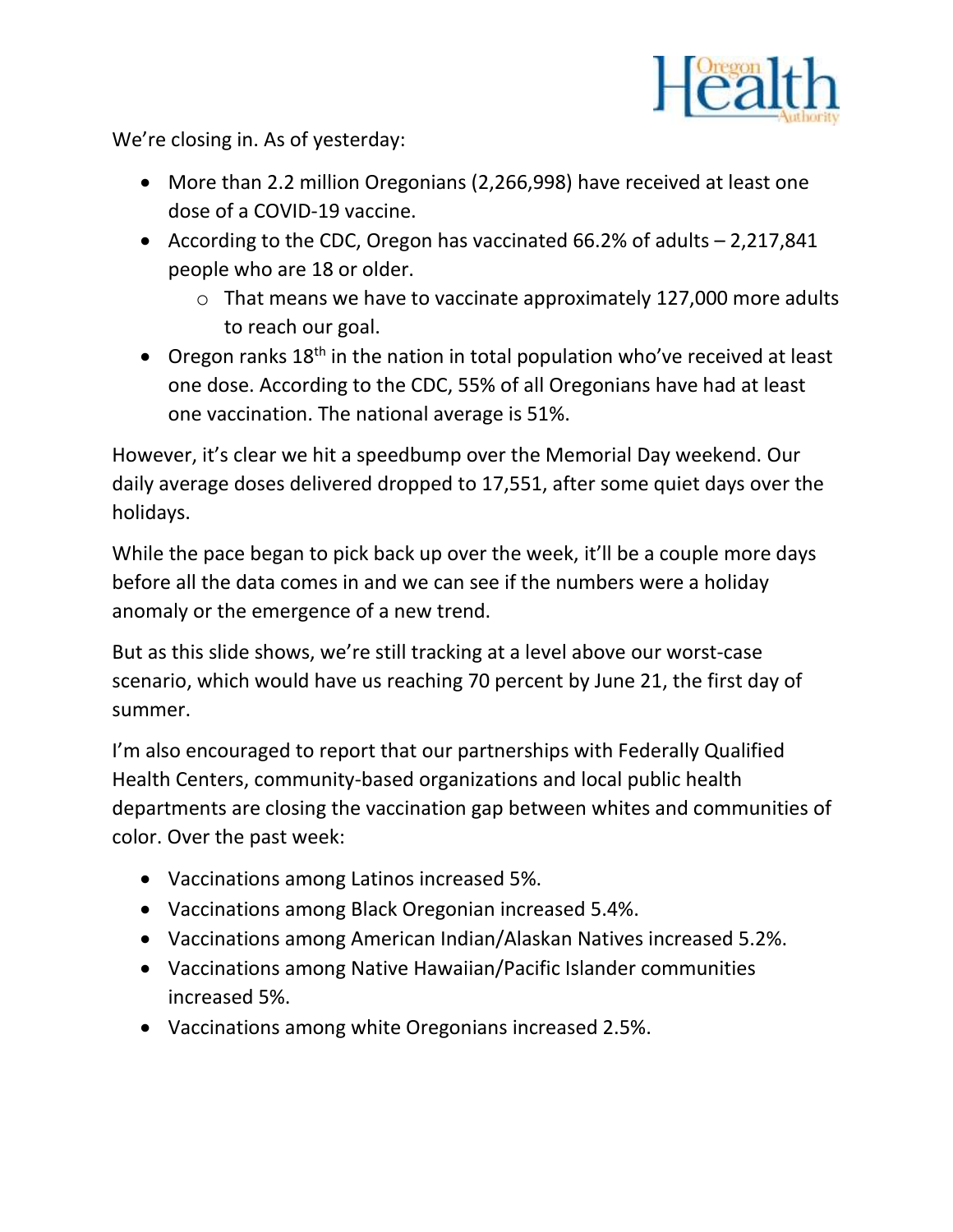We're closing in. As of yesterday:

- More than 2.2 million Oregonians (2,266,998) have received at least one dose of a COVID-19 vaccine.
- According to the CDC, Oregon has vaccinated 66.2% of adults – 2,217,841 people who are 18 or older.
    - That means we have to vaccinate approximately 127,000 more adults to reach our goal.
- Oregon ranks 18th in the nation in total population who've received at least one dose. According to the CDC, 55% of all Oregonians have had at least one vaccination. The national average is 51%.

However, it's clear we hit a speedbump over the Memorial Day weekend. Our daily average doses delivered dropped to 17,551, after some quiet days over the holidays.

While the pace began to pick back up over the week, it'll be a couple more days before all the data comes in and we can see if the numbers were a holiday anomaly or the emergence of a new trend.

But as this slide shows, we're still tracking at a level above our worst-case scenario, which would have us reaching 70 percent by June 21, the first day of summer.

I'm also encouraged to report that our partnerships with Federally Qualified Health Centers, community-based organizations and local public health departments are closing the vaccination gap between whites and communities of color. Over the past week:

- Vaccinations among Latinos increased 5%.
- Vaccinations among Black Oregonian increased 5.4%.
- Vaccinations among American Indian/Alaskan Natives increased 5.2%.
- Vaccinations among Native Hawaiian/Pacific Islander communities increased 5%.
- Vaccinations among white Oregonians increased 2.5%.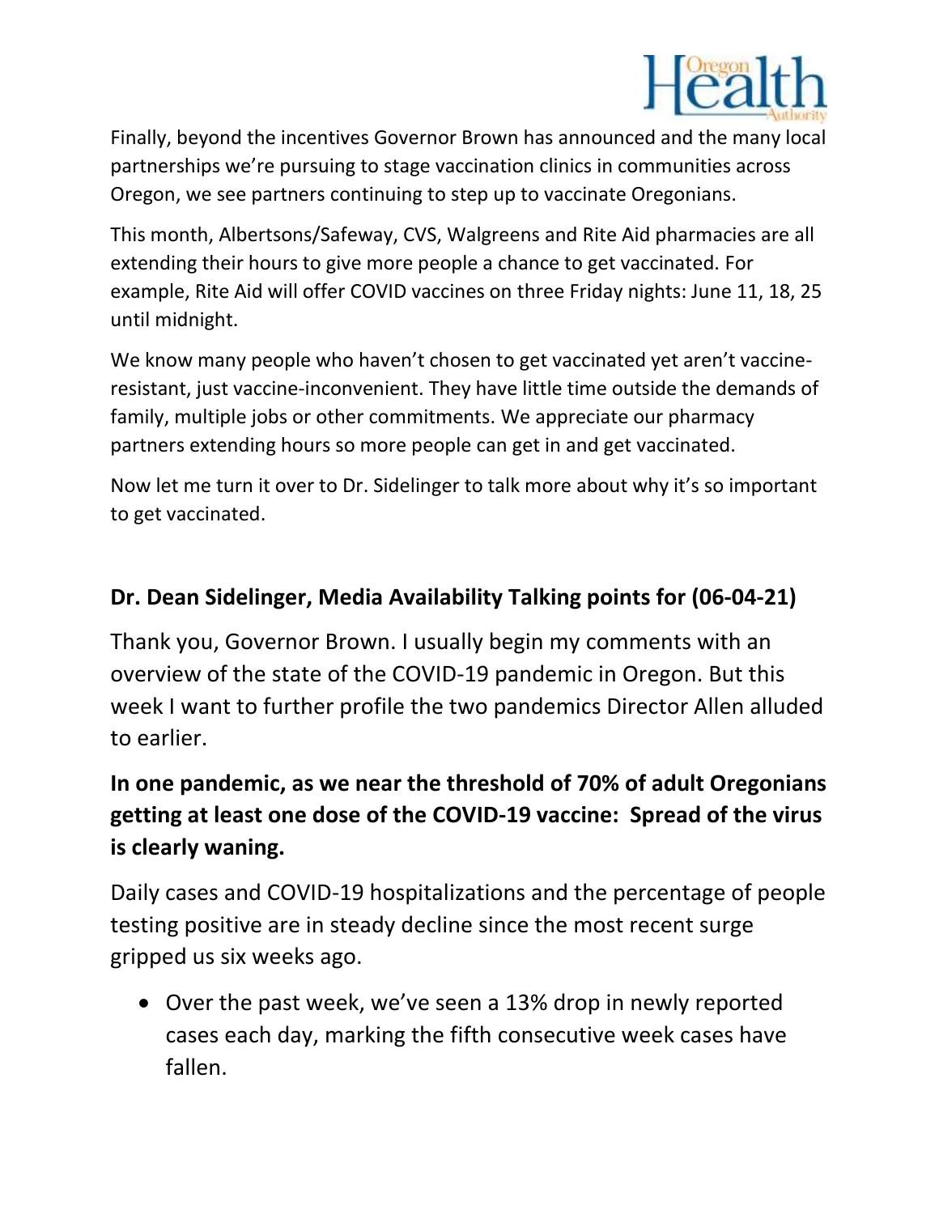Finally, beyond the incentives Governor Brown has announced and the many local partnerships we're pursuing to stage vaccination clinics in communities across Oregon, we see partners continuing to step up to vaccinate Oregonians.

This month, Albertsons/Safeway, CVS, Walgreens and Rite Aid pharmacies are all extending their hours to give more people a chance to get vaccinated. For example, Rite Aid will offer COVID vaccines on three Friday nights: June 11, 18, 25 until midnight.

We know many people who haven't chosen to get vaccinated yet aren't vaccine-resistant, just vaccine-inconvenient. They have little time outside the demands of family, multiple jobs or other commitments. We appreciate our pharmacy partners extending hours so more people can get in and get vaccinated.

Now let me turn it over to Dr. Sidelinger to talk more about why it's so important to get vaccinated.

## Dr. Dean Sidelinger, Media Availability Talking points for (06-04-21)

Thank you, Governor Brown. I usually begin my comments with an overview of the state of the COVID-19 pandemic in Oregon. But this week I want to further profile the two pandemics Director Allen alluded to earlier.

**In one pandemic, as we near the threshold of 70% of adult Oregonians getting at least one dose of the COVID-19 vaccine: Spread of the virus is clearly waning.**

Daily cases and COVID-19 hospitalizations and the percentage of people testing positive are in steady decline since the most recent surge gripped us six weeks ago.

- Over the past week, we've seen a 13% drop in newly reported cases each day, marking the fifth consecutive week cases have fallen.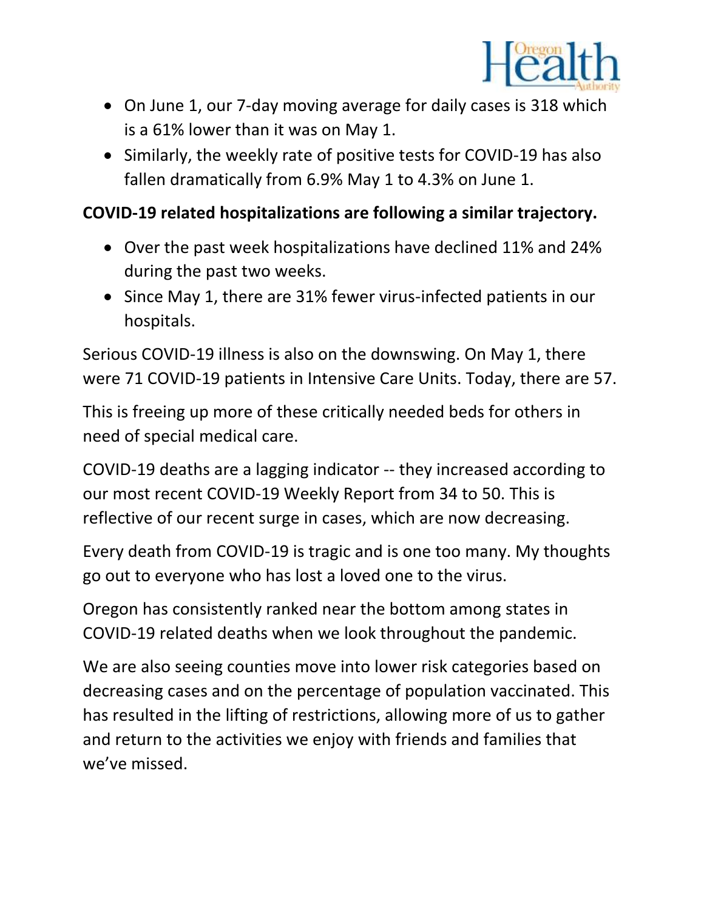- On June 1, our 7-day moving average for daily cases is 318 which is a 61% lower than it was on May 1.
- Similarly, the weekly rate of positive tests for COVID-19 has also fallen dramatically from 6.9% May 1 to 4.3% on June 1.

**COVID-19 related hospitalizations are following a similar trajectory.**

- Over the past week hospitalizations have declined 11% and 24% during the past two weeks.
- Since May 1, there are 31% fewer virus-infected patients in our hospitals.

Serious COVID-19 illness is also on the downswing. On May 1, there were 71 COVID-19 patients in Intensive Care Units. Today, there are 57.

This is freeing up more of these critically needed beds for others in need of special medical care.

COVID-19 deaths are a lagging indicator -- they increased according to our most recent COVID-19 Weekly Report from 34 to 50. This is reflective of our recent surge in cases, which are now decreasing.

Every death from COVID-19 is tragic and is one too many. My thoughts go out to everyone who has lost a loved one to the virus.

Oregon has consistently ranked near the bottom among states in COVID-19 related deaths when we look throughout the pandemic.

We are also seeing counties move into lower risk categories based on decreasing cases and on the percentage of population vaccinated. This has resulted in the lifting of restrictions, allowing more of us to gather and return to the activities we enjoy with friends and families that we've missed.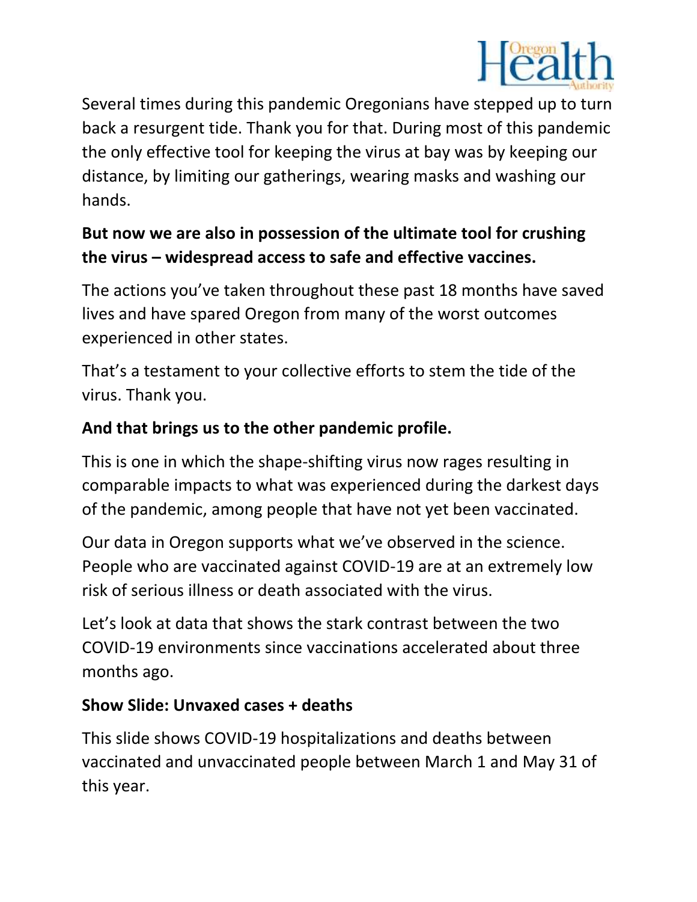Several times during this pandemic Oregonians have stepped up to turn back a resurgent tide. Thank you for that. During most of this pandemic the only effective tool for keeping the virus at bay was by keeping our distance, by limiting our gatherings, wearing masks and washing our hands.

**But now we are also in possession of the ultimate tool for crushing the virus – widespread access to safe and effective vaccines.**

The actions you've taken throughout these past 18 months have saved lives and have spared Oregon from many of the worst outcomes experienced in other states.

That's a testament to your collective efforts to stem the tide of the virus. Thank you.

**And that brings us to the other pandemic profile.**

This is one in which the shape-shifting virus now rages resulting in comparable impacts to what was experienced during the darkest days of the pandemic, among people that have not yet been vaccinated.

Our data in Oregon supports what we've observed in the science. People who are vaccinated against COVID-19 are at an extremely low risk of serious illness or death associated with the virus.

Let's look at data that shows the stark contrast between the two COVID-19 environments since vaccinations accelerated about three months ago.

**Show Slide: Unvaxed cases + deaths**

This slide shows COVID-19 hospitalizations and deaths between vaccinated and unvaccinated people between March 1 and May 31 of this year.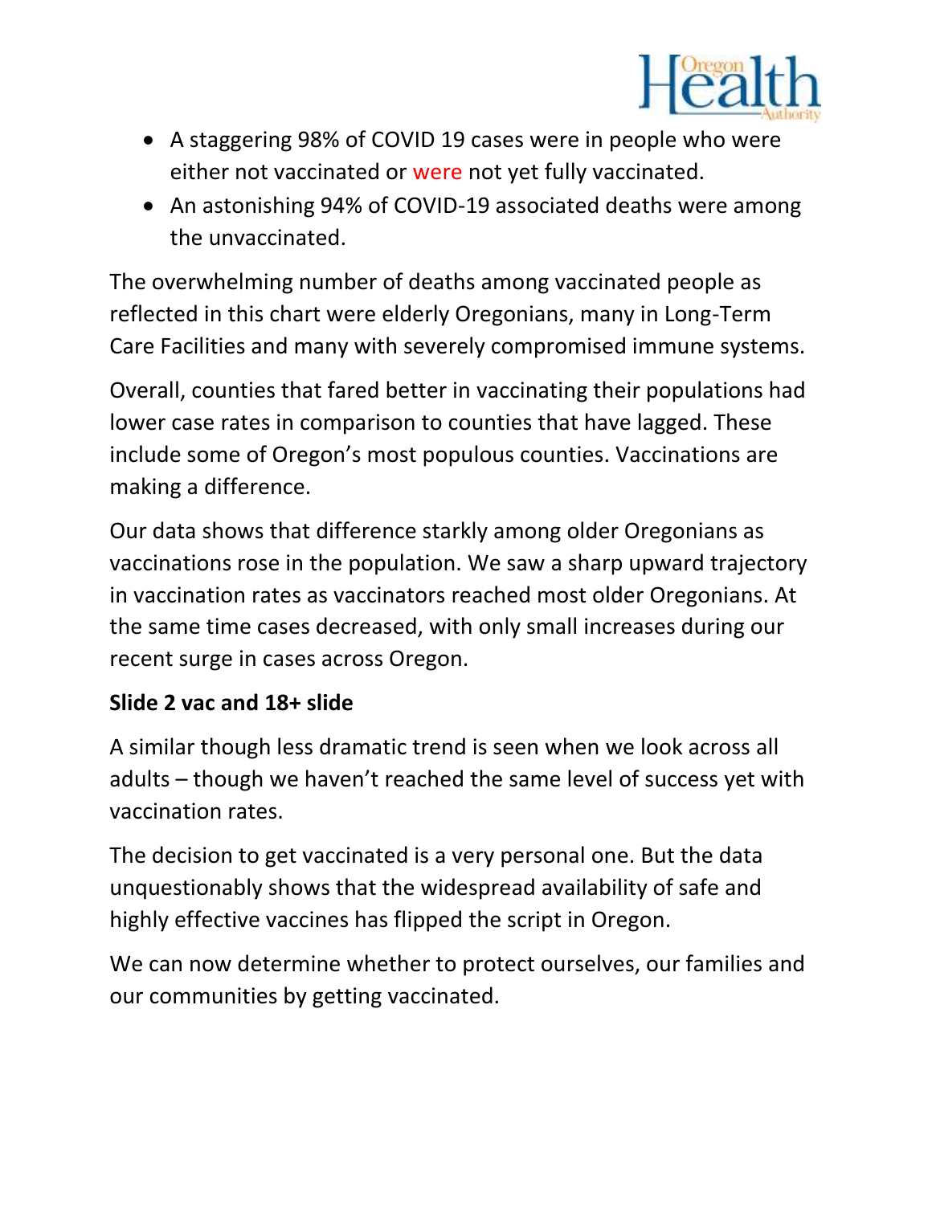- A staggering 98% of COVID 19 cases were in people who were either not vaccinated or were not yet fully vaccinated.
- An astonishing 94% of COVID-19 associated deaths were among the unvaccinated.

The overwhelming number of deaths among vaccinated people as reflected in this chart were elderly Oregonians, many in Long-Term Care Facilities and many with severely compromised immune systems.

Overall, counties that fared better in vaccinating their populations had lower case rates in comparison to counties that have lagged. These include some of Oregon's most populous counties. Vaccinations are making a difference.

Our data shows that difference starkly among older Oregonians as vaccinations rose in the population. We saw a sharp upward trajectory in vaccination rates as vaccinators reached most older Oregonians. At the same time cases decreased, with only small increases during our recent surge in cases across Oregon.

**Slide 2 vac and 18+ slide**

A similar though less dramatic trend is seen when we look across all adults – though we haven't reached the same level of success yet with vaccination rates.

The decision to get vaccinated is a very personal one. But the data unquestionably shows that the widespread availability of safe and highly effective vaccines has flipped the script in Oregon.

We can now determine whether to protect ourselves, our families and our communities by getting vaccinated.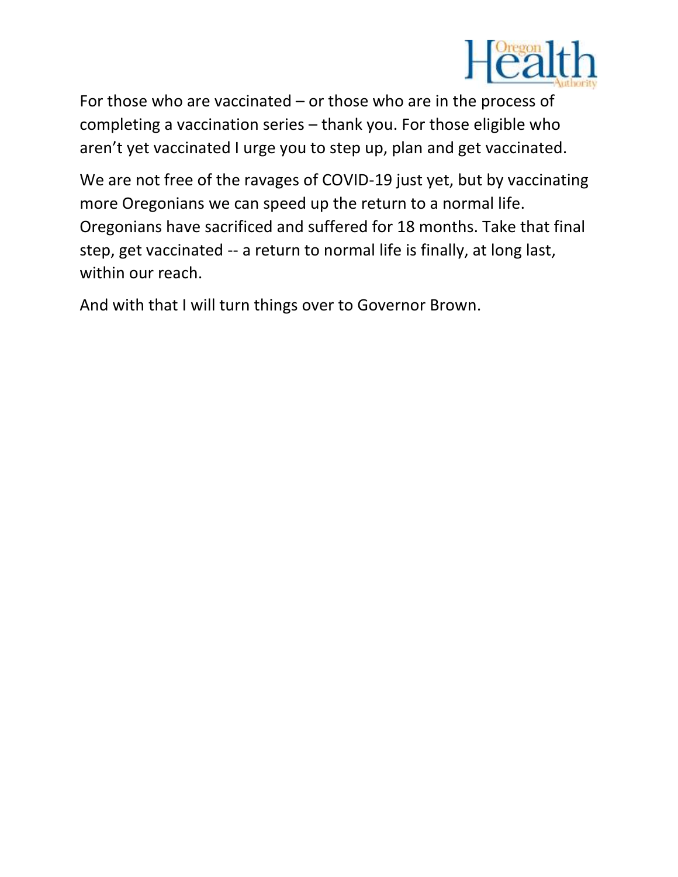For those who are vaccinated – or those who are in the process of completing a vaccination series – thank you. For those eligible who aren't yet vaccinated I urge you to step up, plan and get vaccinated.

We are not free of the ravages of COVID-19 just yet, but by vaccinating more Oregonians we can speed up the return to a normal life. Oregonians have sacrificed and suffered for 18 months. Take that final step, get vaccinated -- a return to normal life is finally, at long last, within our reach.

And with that I will turn things over to Governor Brown.